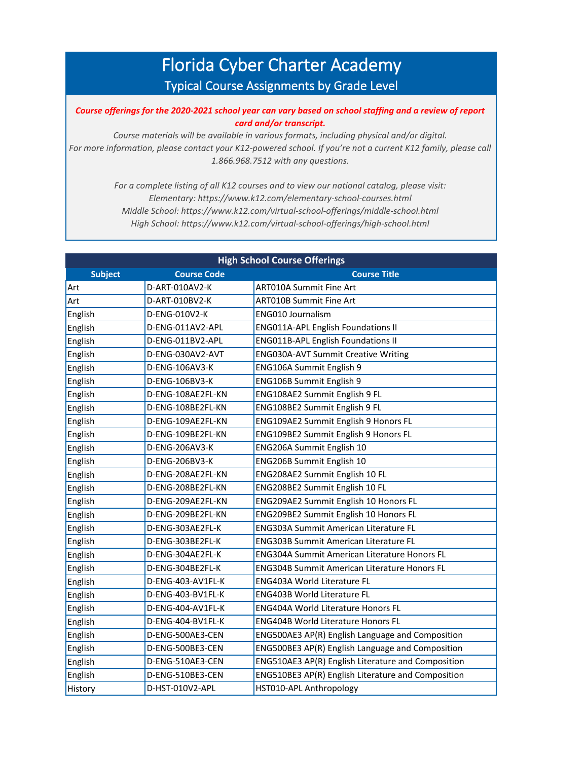# Florida Cyber Charter Academy

## Typical Course Assignments by Grade Level

***Course offerings for the 2020-2021 school year can vary based on school staffing and a review of report card and/or transcript.***

*Course materials will be available in various formats, including physical and/or digital.*
*For more information, please contact your K12-powered school. If you're not a current K12 family, please call 1.866.968.7512 with any questions.*

*For a complete listing of all K12 courses and to view our national catalog, please visit:*
*Elementary: https://www.k12.com/elementary-school-courses.html*
*Middle School: https://www.k12.com/virtual-school-offerings/middle-school.html*
*High School: https://www.k12.com/virtual-school-offerings/high-school.html*

| High School Course Offerings | | |
|---|---|---|
| **Subject** | **Course Code** | **Course Title** |
| Art | D-ART-010AV2-K | ART010A Summit Fine Art |
| Art | D-ART-010BV2-K | ART010B Summit Fine Art |
| English | D-ENG-010V2-K | ENG010 Journalism |
| English | D-ENG-011AV2-APL | ENG011A-APL English Foundations II |
| English | D-ENG-011BV2-APL | ENG011B-APL English Foundations II |
| English | D-ENG-030AV2-AVT | ENG030A-AVT Summit Creative Writing |
| English | D-ENG-106AV3-K | ENG106A Summit English 9 |
| English | D-ENG-106BV3-K | ENG106B Summit English 9 |
| English | D-ENG-108AE2FL-KN | ENG108AE2 Summit English 9 FL |
| English | D-ENG-108BE2FL-KN | ENG108BE2 Summit English 9 FL |
| English | D-ENG-109AE2FL-KN | ENG109AE2 Summit English 9 Honors FL |
| English | D-ENG-109BE2FL-KN | ENG109BE2 Summit English 9 Honors FL |
| English | D-ENG-206AV3-K | ENG206A Summit English 10 |
| English | D-ENG-206BV3-K | ENG206B Summit English 10 |
| English | D-ENG-208AE2FL-KN | ENG208AE2 Summit English 10 FL |
| English | D-ENG-208BE2FL-KN | ENG208BE2 Summit English 10 FL |
| English | D-ENG-209AE2FL-KN | ENG209AE2 Summit English 10 Honors FL |
| English | D-ENG-209BE2FL-KN | ENG209BE2 Summit English 10 Honors FL |
| English | D-ENG-303AE2FL-K | ENG303A Summit American Literature FL |
| English | D-ENG-303BE2FL-K | ENG303B Summit American Literature FL |
| English | D-ENG-304AE2FL-K | ENG304A Summit American Literature Honors FL |
| English | D-ENG-304BE2FL-K | ENG304B Summit American Literature Honors FL |
| English | D-ENG-403-AV1FL-K | ENG403A World Literature FL |
| English | D-ENG-403-BV1FL-K | ENG403B World Literature FL |
| English | D-ENG-404-AV1FL-K | ENG404A World Literature Honors FL |
| English | D-ENG-404-BV1FL-K | ENG404B World Literature Honors FL |
| English | D-ENG-500AE3-CEN | ENG500AE3 AP(R) English Language and Composition |
| English | D-ENG-500BE3-CEN | ENG500BE3 AP(R) English Language and Composition |
| English | D-ENG-510AE3-CEN | ENG510AE3 AP(R) English Literature and Composition |
| English | D-ENG-510BE3-CEN | ENG510BE3 AP(R) English Literature and Composition |
| History | D-HST-010V2-APL | HST010-APL Anthropology |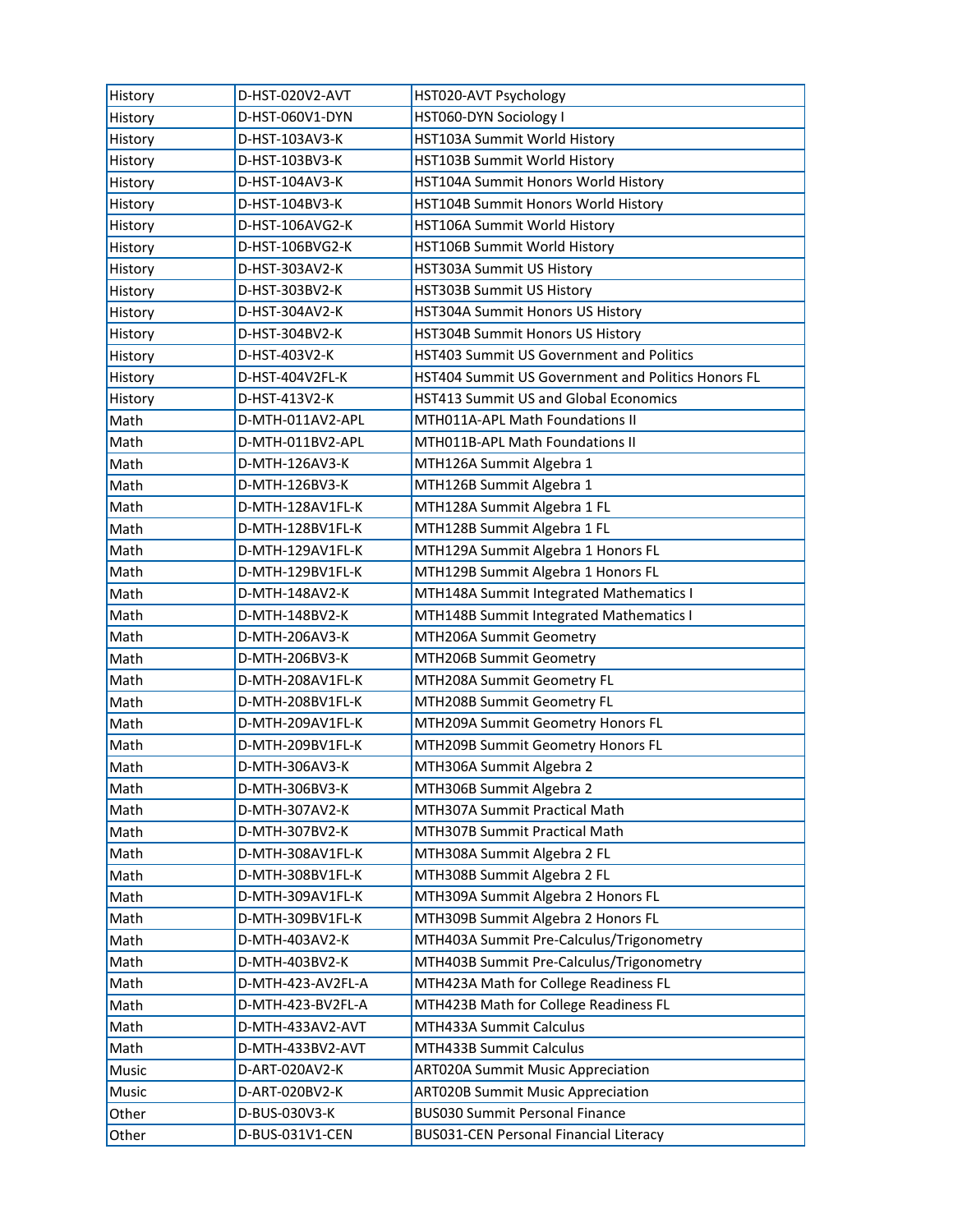| History | D-HST-020V2-AVT | HST020-AVT Psychology |
|---|---|---|
| History | D-HST-060V1-DYN | HST060-DYN Sociology I |
| History | D-HST-103AV3-K | HST103A Summit World History |
| History | D-HST-103BV3-K | HST103B Summit World History |
| History | D-HST-104AV3-K | HST104A Summit Honors World History |
| History | D-HST-104BV3-K | HST104B Summit Honors World History |
| History | D-HST-106AVG2-K | HST106A Summit World History |
| History | D-HST-106BVG2-K | HST106B Summit World History |
| History | D-HST-303AV2-K | HST303A Summit US History |
| History | D-HST-303BV2-K | HST303B Summit US History |
| History | D-HST-304AV2-K | HST304A Summit Honors US History |
| History | D-HST-304BV2-K | HST304B Summit Honors US History |
| History | D-HST-403V2-K | HST403 Summit US Government and Politics |
| History | D-HST-404V2FL-K | HST404 Summit US Government and Politics Honors FL |
| History | D-HST-413V2-K | HST413 Summit US and Global Economics |
| Math | D-MTH-011AV2-APL | MTH011A-APL Math Foundations II |
| Math | D-MTH-011BV2-APL | MTH011B-APL Math Foundations II |
| Math | D-MTH-126AV3-K | MTH126A Summit Algebra 1 |
| Math | D-MTH-126BV3-K | MTH126B Summit Algebra 1 |
| Math | D-MTH-128AV1FL-K | MTH128A Summit Algebra 1 FL |
| Math | D-MTH-128BV1FL-K | MTH128B Summit Algebra 1 FL |
| Math | D-MTH-129AV1FL-K | MTH129A Summit Algebra 1 Honors FL |
| Math | D-MTH-129BV1FL-K | MTH129B Summit Algebra 1 Honors FL |
| Math | D-MTH-148AV2-K | MTH148A Summit Integrated Mathematics I |
| Math | D-MTH-148BV2-K | MTH148B Summit Integrated Mathematics I |
| Math | D-MTH-206AV3-K | MTH206A Summit Geometry |
| Math | D-MTH-206BV3-K | MTH206B Summit Geometry |
| Math | D-MTH-208AV1FL-K | MTH208A Summit Geometry FL |
| Math | D-MTH-208BV1FL-K | MTH208B Summit Geometry FL |
| Math | D-MTH-209AV1FL-K | MTH209A Summit Geometry Honors FL |
| Math | D-MTH-209BV1FL-K | MTH209B Summit Geometry Honors FL |
| Math | D-MTH-306AV3-K | MTH306A Summit Algebra 2 |
| Math | D-MTH-306BV3-K | MTH306B Summit Algebra 2 |
| Math | D-MTH-307AV2-K | MTH307A Summit Practical Math |
| Math | D-MTH-307BV2-K | MTH307B Summit Practical Math |
| Math | D-MTH-308AV1FL-K | MTH308A Summit Algebra 2 FL |
| Math | D-MTH-308BV1FL-K | MTH308B Summit Algebra 2 FL |
| Math | D-MTH-309AV1FL-K | MTH309A Summit Algebra 2 Honors FL |
| Math | D-MTH-309BV1FL-K | MTH309B Summit Algebra 2 Honors FL |
| Math | D-MTH-403AV2-K | MTH403A Summit Pre-Calculus/Trigonometry |
| Math | D-MTH-403BV2-K | MTH403B Summit Pre-Calculus/Trigonometry |
| Math | D-MTH-423-AV2FL-A | MTH423A Math for College Readiness FL |
| Math | D-MTH-423-BV2FL-A | MTH423B Math for College Readiness FL |
| Math | D-MTH-433AV2-AVT | MTH433A Summit Calculus |
| Math | D-MTH-433BV2-AVT | MTH433B Summit Calculus |
| Music | D-ART-020AV2-K | ART020A Summit Music Appreciation |
| Music | D-ART-020BV2-K | ART020B Summit Music Appreciation |
| Other | D-BUS-030V3-K | BUS030 Summit Personal Finance |
| Other | D-BUS-031V1-CEN | BUS031-CEN Personal Financial Literacy |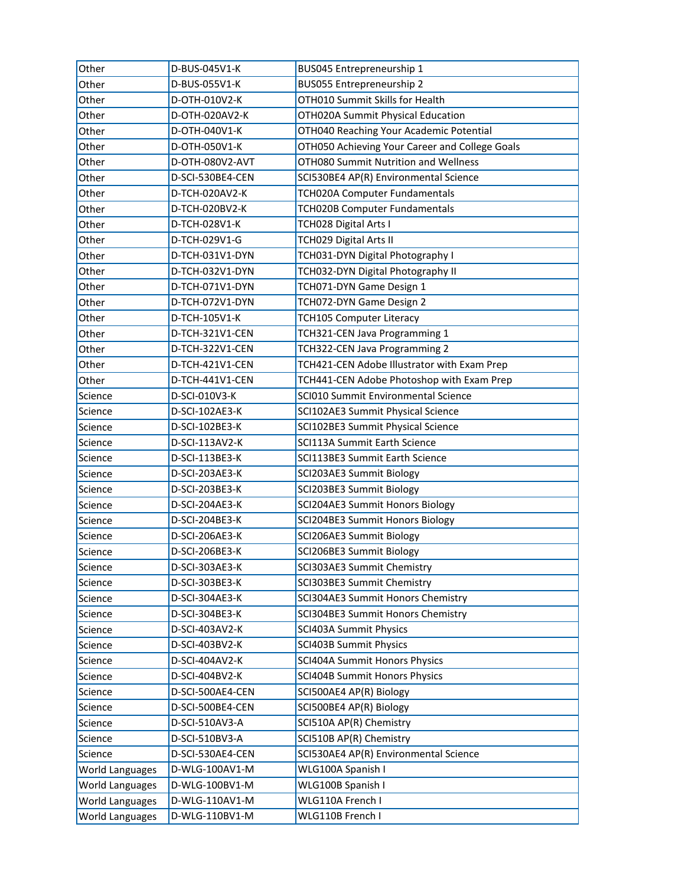| Other | D-BUS-045V1-K | BUS045 Entrepreneurship 1 |
|---|---|---|
| Other | D-BUS-055V1-K | BUS055 Entrepreneurship 2 |
| Other | D-OTH-010V2-K | OTH010 Summit Skills for Health |
| Other | D-OTH-020AV2-K | OTH020A Summit Physical Education |
| Other | D-OTH-040V1-K | OTH040 Reaching Your Academic Potential |
| Other | D-OTH-050V1-K | OTH050 Achieving Your Career and College Goals |
| Other | D-OTH-080V2-AVT | OTH080 Summit Nutrition and Wellness |
| Other | D-SCI-530BE4-CEN | SCI530BE4 AP(R) Environmental Science |
| Other | D-TCH-020AV2-K | TCH020A Computer Fundamentals |
| Other | D-TCH-020BV2-K | TCH020B Computer Fundamentals |
| Other | D-TCH-028V1-K | TCH028 Digital Arts I |
| Other | D-TCH-029V1-G | TCH029 Digital Arts II |
| Other | D-TCH-031V1-DYN | TCH031-DYN Digital Photography I |
| Other | D-TCH-032V1-DYN | TCH032-DYN Digital Photography II |
| Other | D-TCH-071V1-DYN | TCH071-DYN Game Design 1 |
| Other | D-TCH-072V1-DYN | TCH072-DYN Game Design 2 |
| Other | D-TCH-105V1-K | TCH105 Computer Literacy |
| Other | D-TCH-321V1-CEN | TCH321-CEN Java Programming 1 |
| Other | D-TCH-322V1-CEN | TCH322-CEN Java Programming 2 |
| Other | D-TCH-421V1-CEN | TCH421-CEN Adobe Illustrator with Exam Prep |
| Other | D-TCH-441V1-CEN | TCH441-CEN Adobe Photoshop with Exam Prep |
| Science | D-SCI-010V3-K | SCI010 Summit Environmental Science |
| Science | D-SCI-102AE3-K | SCI102AE3 Summit Physical Science |
| Science | D-SCI-102BE3-K | SCI102BE3 Summit Physical Science |
| Science | D-SCI-113AV2-K | SCI113A Summit Earth Science |
| Science | D-SCI-113BE3-K | SCI113BE3 Summit Earth Science |
| Science | D-SCI-203AE3-K | SCI203AE3 Summit Biology |
| Science | D-SCI-203BE3-K | SCI203BE3 Summit Biology |
| Science | D-SCI-204AE3-K | SCI204AE3 Summit Honors Biology |
| Science | D-SCI-204BE3-K | SCI204BE3 Summit Honors Biology |
| Science | D-SCI-206AE3-K | SCI206AE3 Summit Biology |
| Science | D-SCI-206BE3-K | SCI206BE3 Summit Biology |
| Science | D-SCI-303AE3-K | SCI303AE3 Summit Chemistry |
| Science | D-SCI-303BE3-K | SCI303BE3 Summit Chemistry |
| Science | D-SCI-304AE3-K | SCI304AE3 Summit Honors Chemistry |
| Science | D-SCI-304BE3-K | SCI304BE3 Summit Honors Chemistry |
| Science | D-SCI-403AV2-K | SCI403A Summit Physics |
| Science | D-SCI-403BV2-K | SCI403B Summit Physics |
| Science | D-SCI-404AV2-K | SCI404A Summit Honors Physics |
| Science | D-SCI-404BV2-K | SCI404B Summit Honors Physics |
| Science | D-SCI-500AE4-CEN | SCI500AE4 AP(R) Biology |
| Science | D-SCI-500BE4-CEN | SCI500BE4 AP(R) Biology |
| Science | D-SCI-510AV3-A | SCI510A AP(R) Chemistry |
| Science | D-SCI-510BV3-A | SCI510B AP(R) Chemistry |
| Science | D-SCI-530AE4-CEN | SCI530AE4 AP(R) Environmental Science |
| World Languages | D-WLG-100AV1-M | WLG100A Spanish I |
| World Languages | D-WLG-100BV1-M | WLG100B Spanish I |
| World Languages | D-WLG-110AV1-M | WLG110A French I |
| World Languages | D-WLG-110BV1-M | WLG110B French I |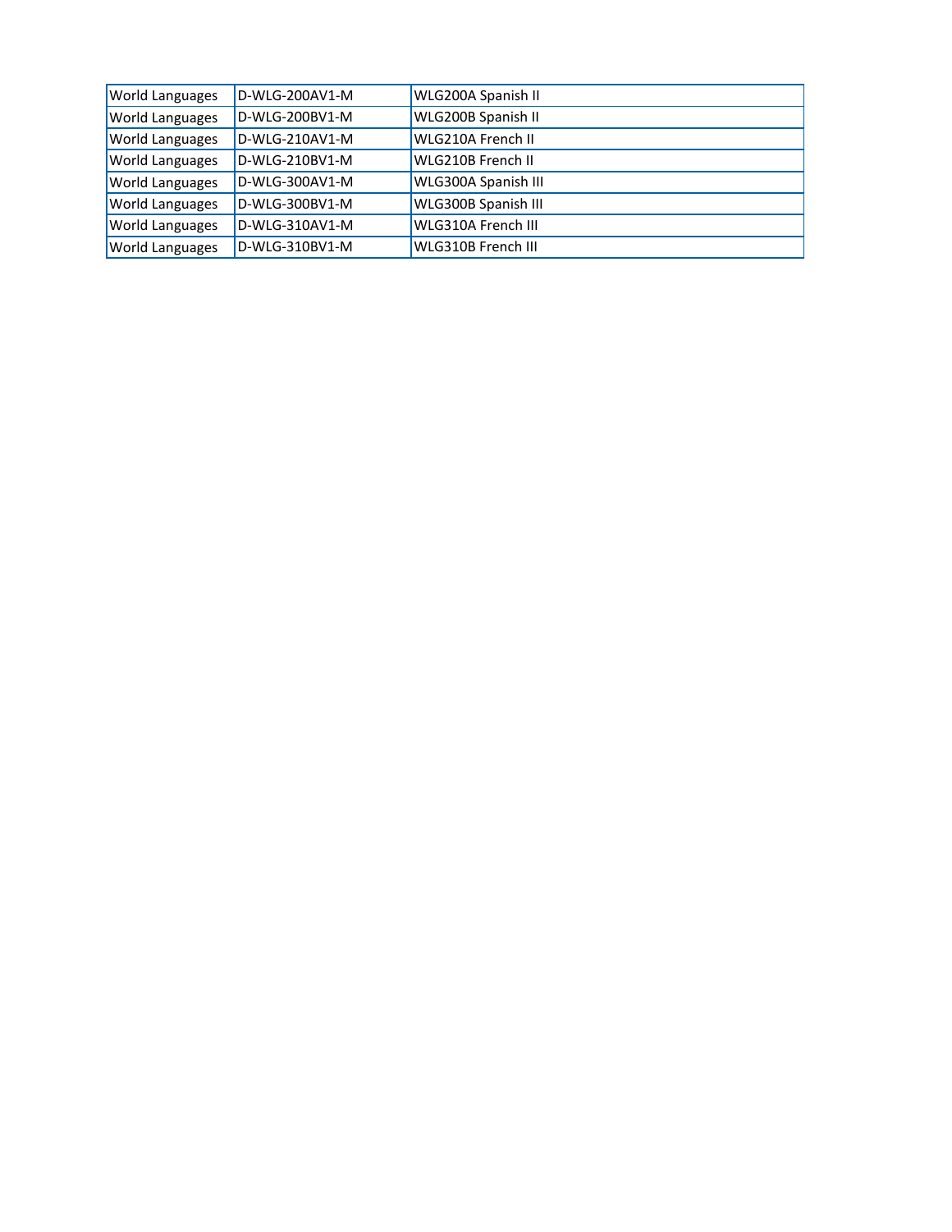| | | |
|---|---|---|
| World Languages | D-WLG-200AV1-M | WLG200A Spanish II |
| World Languages | D-WLG-200BV1-M | WLG200B Spanish II |
| World Languages | D-WLG-210AV1-M | WLG210A French II |
| World Languages | D-WLG-210BV1-M | WLG210B French II |
| World Languages | D-WLG-300AV1-M | WLG300A Spanish III |
| World Languages | D-WLG-300BV1-M | WLG300B Spanish III |
| World Languages | D-WLG-310AV1-M | WLG310A French III |
| World Languages | D-WLG-310BV1-M | WLG310B French III |